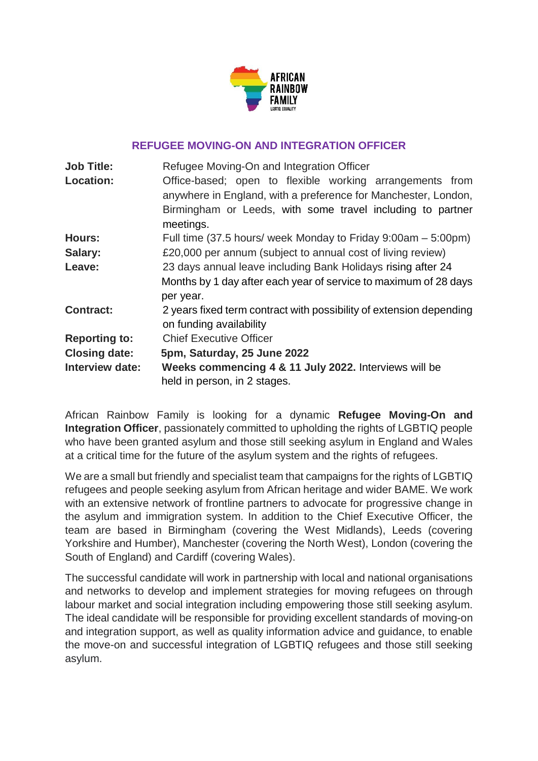# REFREFUGEE MOVING-ON AND INTEGRATION OFFICER

| | |
|---|---|
| **Job Title:** | Refugee Moving-On and Integration Officer |
| **Location:** | Office-based; open to flexible working arrangements from anywhere in England, with a preference for Manchester, London, Birmingham or Leeds, with some travel including to partner meetings. |
| **Hours:** | Full time (37.5 hours/ week Monday to Friday 9:00am – 5:00pm) |
| **Salary:** | £20,000 per annum (subject to annual cost of living review) |
| **Leave:** | 23 days annual leave including Bank Holidays rising after 24 Months by 1 day after each year of service to maximum of 28 days per year. |
| **Contract:** | 2 years fixed term contract with possibility of extension depending on funding availability |
| **Reporting to:** | Chief Executive Officer |
| **Closing date:** | **5pm, Saturday, 25 June 2022** |
| **Interview date:** | **Weeks commencing 4 & 11 July 2022.** Interviews will be held in person, in 2 stages. |

African Rainbow Family is looking for a dynamic **Refugee Moving-On and Integration Officer**, passionately committed to upholding the rights of LGBTIQ people who have been granted asylum and those still seeking asylum in England and Wales at a critical time for the future of the asylum system and the rights of refugees.

We are a small but friendly and specialist team that campaigns for the rights of LGBTIQ refugees and people seeking asylum from African heritage and wider BAME. We work with an extensive network of frontline partners to advocate for progressive change in the asylum and immigration system. In addition to the Chief Executive Officer, the team are based in Birmingham (covering the West Midlands), Leeds (covering Yorkshire and Humber), Manchester (covering the North West), London (covering the South of England) and Cardiff (covering Wales).

The successful candidate will work in partnership with local and national organisations and networks to develop and implement strategies for moving refugees on through labour market and social integration including empowering those still seeking asylum. The ideal candidate will be responsible for providing excellent standards of moving-on and integration support, as well as quality information advice and guidance, to enable the move-on and successful integration of LGBTIQ refugees and those still seeking asylum.

# REFUGEE MOVING-ON AND INTEGRATION OFFICER

| | |
|---|---|
| **Job Title:** | Refugee Moving-On and Integration Officer |
| **Location:** | Office-based; open to flexible working arrangements from anywhere in England, with a preference for Manchester, London, Birmingham or Leeds, with some travel including to partner meetings. |
| **Hours:** | Full time (37.5 hours/ week Monday to Friday 9:00am – 5:00pm) |
| **Salary:** | £20,000 per annum (subject to annual cost of living review) |
| **Leave:** | 23 days annual leave including Bank Holidays rising after 24 Months by 1 day after each year of service to maximum of 28 days per year. |
| **Contract:** | 2 years fixed term contract with possibility of extension depending on funding availability |
| **Reporting to:** | Chief Executive Officer |
| **Closing date:** | **5pm, Saturday, 25 June 2022** |
| **Interview date:** | **Weeks commencing 4 & 11 July 2022.** Interviews will be held in person, in 2 stages. |

African Rainbow Family is looking for a dynamic **Refugee Moving-On and Integration Officer**, passionately committed to upholding the rights of LGBTIQ people who have been granted asylum and those still seeking asylum in England and Wales at a critical time for the future of the asylum system and the rights of refugees.

We are a small but friendly and specialist team that campaigns for the rights of LGBTIQ refugees and people seeking asylum from African heritage and wider BAME. We work with an extensive network of frontline partners to advocate for progressive change in the asylum and immigration system. In addition to the Chief Executive Officer, the team are based in Birmingham (covering the West Midlands), Leeds (covering Yorkshire and Humber), Manchester (covering the North West), London (covering the South of England) and Cardiff (covering Wales).

The successful candidate will work in partnership with local and national organisations and networks to develop and implement strategies for moving refugees on through labour market and social integration including empowering those still seeking asylum. The ideal candidate will be responsible for providing excellent standards of moving-on and integration support, as well as quality information advice and guidance, to enable the move-on and successful integration of LGBTIQ refugees and those still seeking asylum.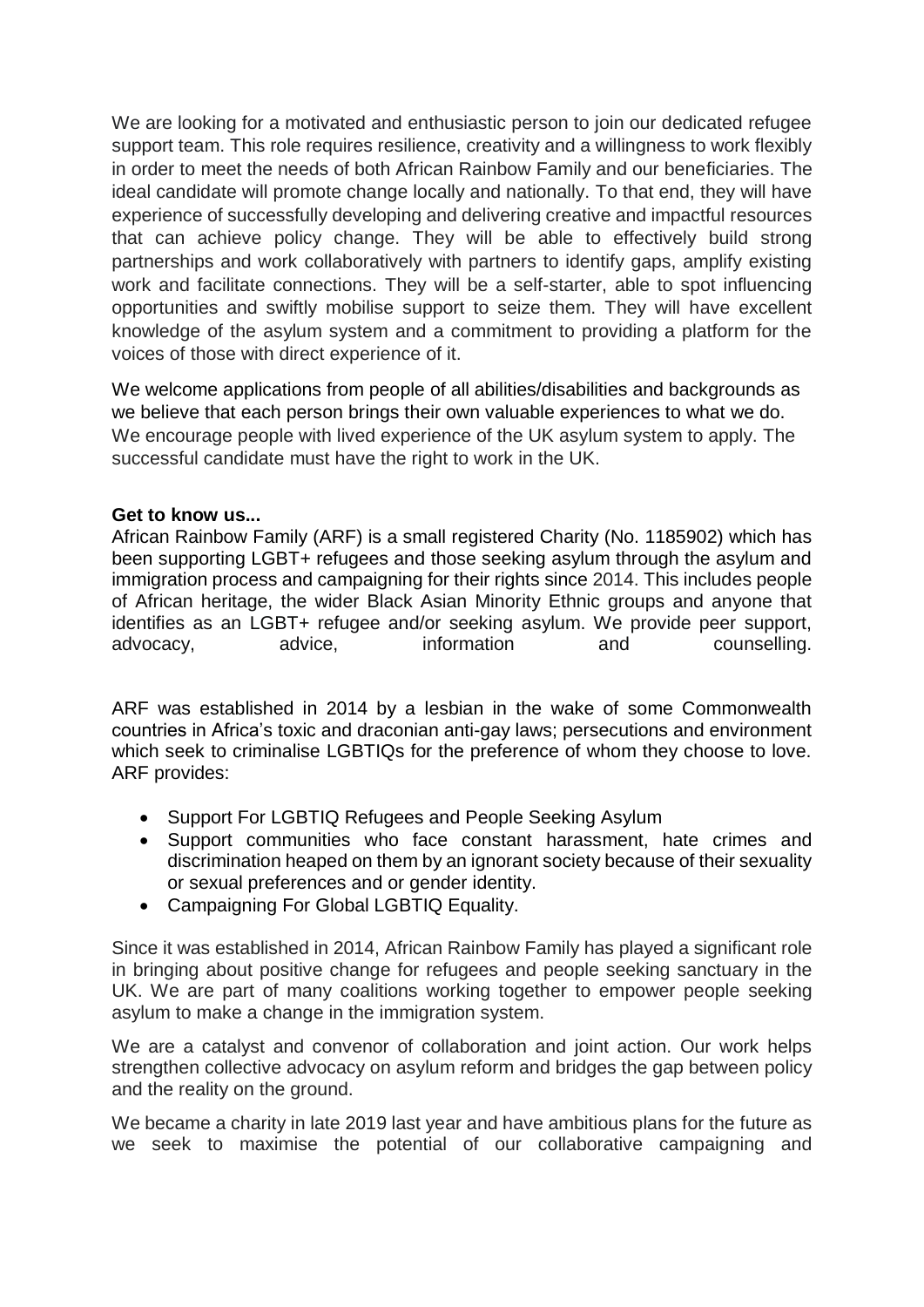We are looking for a motivated and enthusiastic person to join our dedicated refugee support team. This role requires resilience, creativity and a willingness to work flexibly in order to meet the needs of both African Rainbow Family and our beneficiaries. The ideal candidate will promote change locally and nationally. To that end, they will have experience of successfully developing and delivering creative and impactful resources that can achieve policy change. They will be able to effectively build strong partnerships and work collaboratively with partners to identify gaps, amplify existing work and facilitate connections. They will be a self-starter, able to spot influencing opportunities and swiftly mobilise support to seize them. They will have excellent knowledge of the asylum system and a commitment to providing a platform for the voices of those with direct experience of it.

We welcome applications from people of all abilities/disabilities and backgrounds as we believe that each person brings their own valuable experiences to what we do. We encourage people with lived experience of the UK asylum system to apply. The successful candidate must have the right to work in the UK.

**Get to know us...**

African Rainbow Family (ARF) is a small registered Charity (No. 1185902) which has been supporting LGBT+ refugees and those seeking asylum through the asylum and immigration process and campaigning for their rights since 2014. This includes people of African heritage, the wider Black Asian Minority Ethnic groups and anyone that identifies as an LGBT+ refugee and/or seeking asylum. We provide peer support, advocacy, advice, information and counselling.

ARF was established in 2014 by a lesbian in the wake of some Commonwealth countries in Africa's toxic and draconian anti-gay laws; persecutions and environment which seek to criminalise LGBTIQs for the preference of whom they choose to love. ARF provides:

- Support For LGBTIQ Refugees and People Seeking Asylum
- Support communities who face constant harassment, hate crimes and discrimination heaped on them by an ignorant society because of their sexuality or sexual preferences and or gender identity.
- Campaigning For Global LGBTIQ Equality.

Since it was established in 2014, African Rainbow Family has played a significant role in bringing about positive change for refugees and people seeking sanctuary in the UK. We are part of many coalitions working together to empower people seeking asylum to make a change in the immigration system.

We are a catalyst and convenor of collaboration and joint action. Our work helps strengthen collective advocacy on asylum reform and bridges the gap between policy and the reality on the ground.

We became a charity in late 2019 last year and have ambitious plans for the future as we seek to maximise the potential of our collaborative campaigning and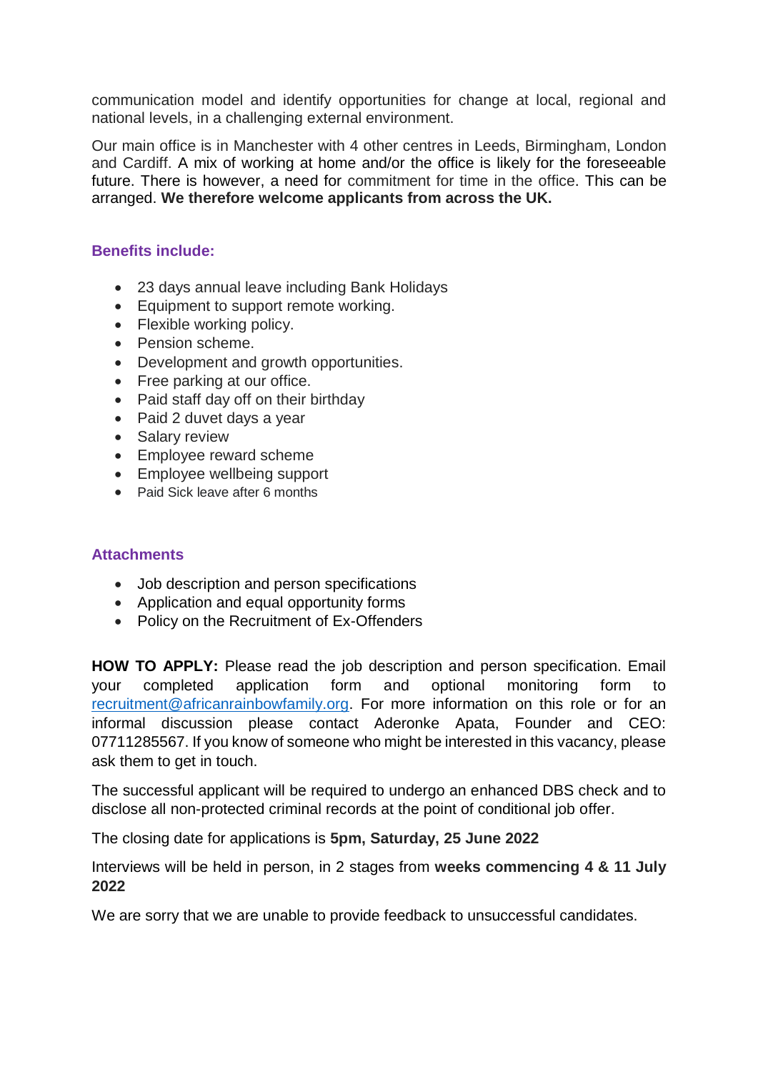communication model and identify opportunities for change at local, regional and national levels, in a challenging external environment.

Our main office is in Manchester with 4 other centres in Leeds, Birmingham, London and Cardiff. A mix of working at home and/or the office is likely for the foreseeable future. There is however, a need for commitment for time in the office. This can be arranged. **We therefore welcome applicants from across the UK.**

### Benefits include:

- 23 days annual leave including Bank Holidays
- Equipment to support remote working.
- Flexible working policy.
- Pension scheme.
- Development and growth opportunities.
- Free parking at our office.
- Paid staff day off on their birthday
- Paid 2 duvet days a year
- Salary review
- Employee reward scheme
- Employee wellbeing support
- Paid Sick leave after 6 months

### Attachments

- Job description and person specifications
- Application and equal opportunity forms
- Policy on the Recruitment of Ex-Offenders

**HOW TO APPLY:** Please read the job description and person specification. Email your completed application form and optional monitoring form to recruitment@africanrainbowfamily.org. For more information on this role or for an informal discussion please contact Aderonke Apata, Founder and CEO: 07711285567. If you know of someone who might be interested in this vacancy, please ask them to get in touch.

The successful applicant will be required to undergo an enhanced DBS check and to disclose all non-protected criminal records at the point of conditional job offer.

The closing date for applications is **5pm, Saturday, 25 June 2022**

Interviews will be held in person, in 2 stages from **weeks commencing 4 & 11 July 2022**

We are sorry that we are unable to provide feedback to unsuccessful candidates.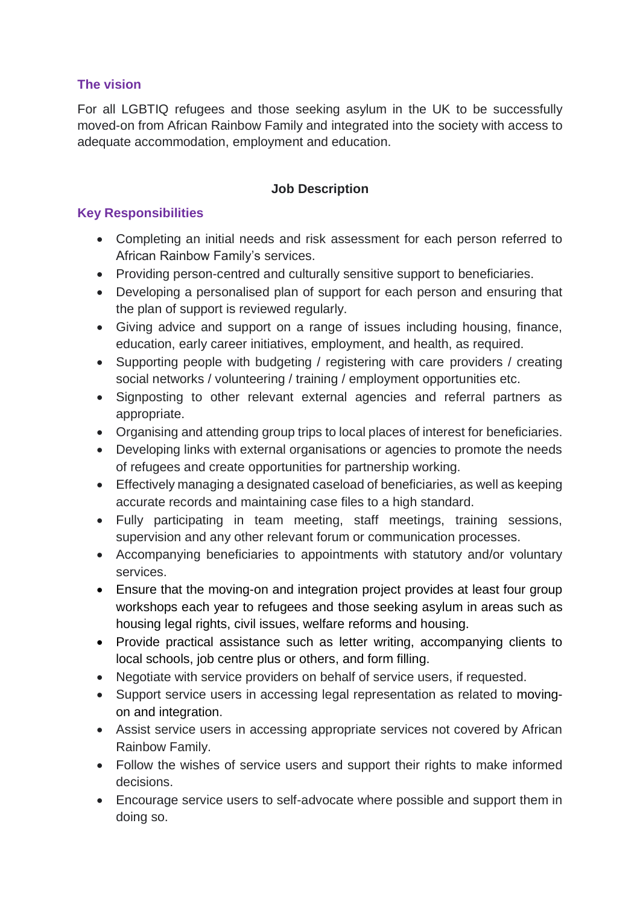## The vision

For all LGBTIQ refugees and those seeking asylum in the UK to be successfully moved-on from African Rainbow Family and integrated into the society with access to adequate accommodation, employment and education.

**Job Description**

## Key Responsibilities

- Completing an initial needs and risk assessment for each person referred to African Rainbow Family's services.
- Providing person-centred and culturally sensitive support to beneficiaries.
- Developing a personalised plan of support for each person and ensuring that the plan of support is reviewed regularly.
- Giving advice and support on a range of issues including housing, finance, education, early career initiatives, employment, and health, as required.
- Supporting people with budgeting / registering with care providers / creating social networks / volunteering / training / employment opportunities etc.
- Signposting to other relevant external agencies and referral partners as appropriate.
- Organising and attending group trips to local places of interest for beneficiaries.
- Developing links with external organisations or agencies to promote the needs of refugees and create opportunities for partnership working.
- Effectively managing a designated caseload of beneficiaries, as well as keeping accurate records and maintaining case files to a high standard.
- Fully participating in team meeting, staff meetings, training sessions, supervision and any other relevant forum or communication processes.
- Accompanying beneficiaries to appointments with statutory and/or voluntary services.
- Ensure that the moving-on and integration project provides at least four group workshops each year to refugees and those seeking asylum in areas such as housing legal rights, civil issues, welfare reforms and housing.
- Provide practical assistance such as letter writing, accompanying clients to local schools, job centre plus or others, and form filling.
- Negotiate with service providers on behalf of service users, if requested.
- Support service users in accessing legal representation as related to moving-on and integration.
- Assist service users in accessing appropriate services not covered by African Rainbow Family.
- Follow the wishes of service users and support their rights to make informed decisions.
- Encourage service users to self-advocate where possible and support them in doing so.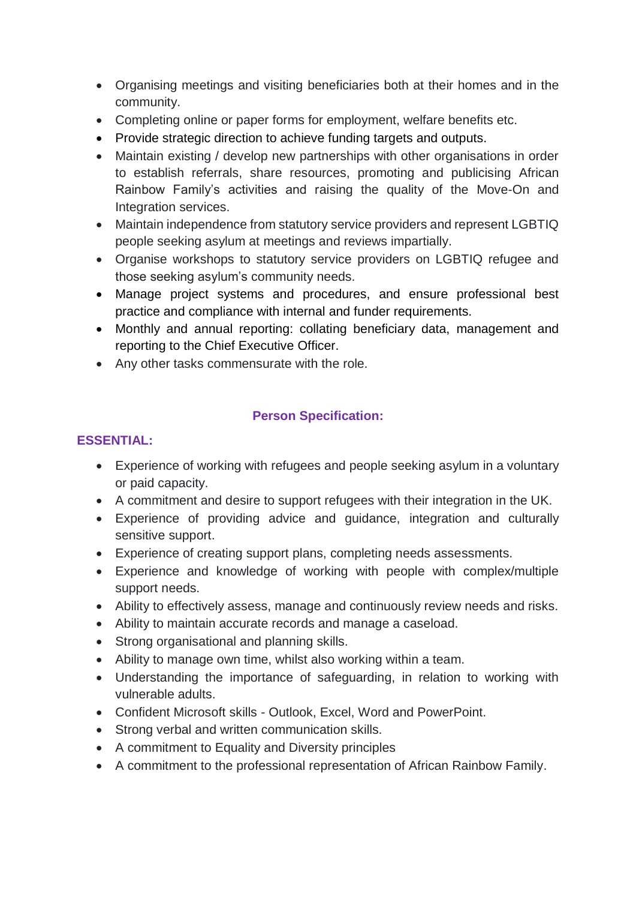- Organising meetings and visiting beneficiaries both at their homes and in the community.
- Completing online or paper forms for employment, welfare benefits etc.
- Provide strategic direction to achieve funding targets and outputs.
- Maintain existing / develop new partnerships with other organisations in order to establish referrals, share resources, promoting and publicising African Rainbow Family's activities and raising the quality of the Move-On and Integration services.
- Maintain independence from statutory service providers and represent LGBTIQ people seeking asylum at meetings and reviews impartially.
- Organise workshops to statutory service providers on LGBTIQ refugee and those seeking asylum's community needs.
- Manage project systems and procedures, and ensure professional best practice and compliance with internal and funder requirements.
- Monthly and annual reporting: collating beneficiary data, management and reporting to the Chief Executive Officer.
- Any other tasks commensurate with the role.

## Person Specification:

### ESSENTIAL:

- Experience of working with refugees and people seeking asylum in a voluntary or paid capacity.
- A commitment and desire to support refugees with their integration in the UK.
- Experience of providing advice and guidance, integration and culturally sensitive support.
- Experience of creating support plans, completing needs assessments.
- Experience and knowledge of working with people with complex/multiple support needs.
- Ability to effectively assess, manage and continuously review needs and risks.
- Ability to maintain accurate records and manage a caseload.
- Strong organisational and planning skills.
- Ability to manage own time, whilst also working within a team.
- Understanding the importance of safeguarding, in relation to working with vulnerable adults.
- Confident Microsoft skills - Outlook, Excel, Word and PowerPoint.
- Strong verbal and written communication skills.
- A commitment to Equality and Diversity principles
- A commitment to the professional representation of African Rainbow Family.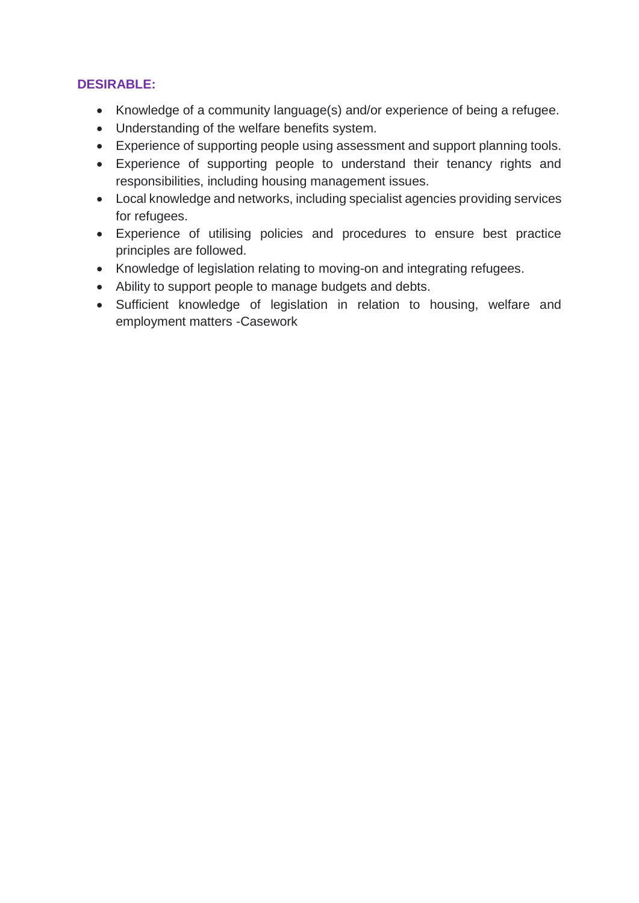**DESIRABLE:**

- Knowledge of a community language(s) and/or experience of being a refugee.
- Understanding of the welfare benefits system.
- Experience of supporting people using assessment and support planning tools.
- Experience of supporting people to understand their tenancy rights and responsibilities, including housing management issues.
- Local knowledge and networks, including specialist agencies providing services for refugees.
- Experience of utilising policies and procedures to ensure best practice principles are followed.
- Knowledge of legislation relating to moving-on and integrating refugees.
- Ability to support people to manage budgets and debts.
- Sufficient knowledge of legislation in relation to housing, welfare and employment matters -Casework